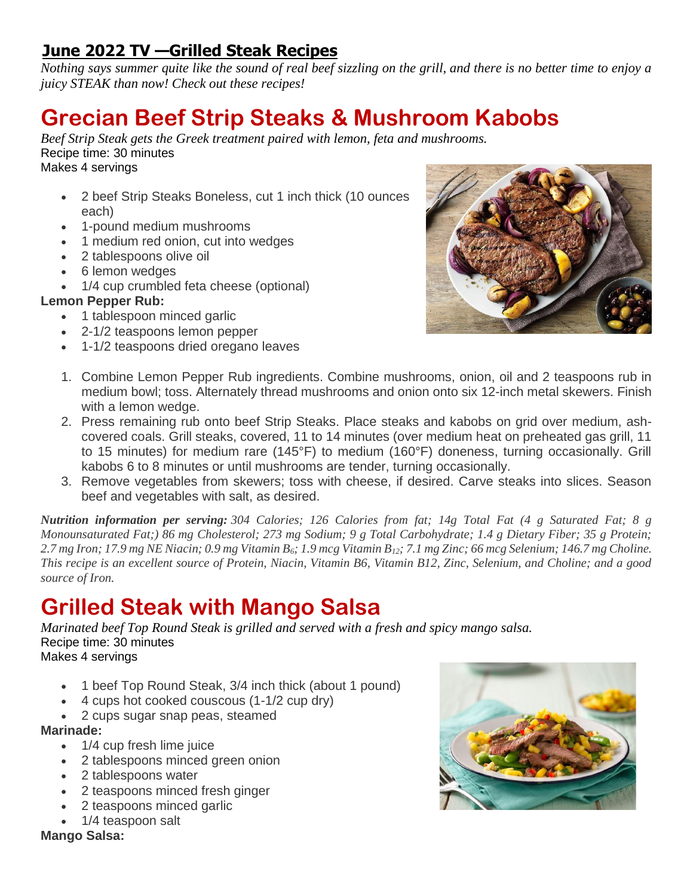## June 2022 TV —Grilled Steak Recipes

*Nothing says summer quite like the sound of real beef sizzling on the grill, and there is no better time to enjoy a juicy STEAK than now! Check out these recipes!*

# Grecian Beef Strip Steaks & Mushroom Kabobs

*Beef Strip Steak gets the Greek treatment paired with lemon, feta and mushrooms.*

Recipe time: 30 minutes

Makes 4 servings

- 2 beef Strip Steaks Boneless, cut 1 inch thick (10 ounces each)
- 1-pound medium mushrooms
- 1 medium red onion, cut into wedges
- 2 tablespoons olive oil
- 6 lemon wedges
- 1/4 cup crumbled feta cheese (optional)

**Lemon Pepper Rub:**

- 1 tablespoon minced garlic
- 2-1/2 teaspoons lemon pepper
- 1-1/2 teaspoons dried oregano leaves

1. Combine Lemon Pepper Rub ingredients. Combine mushrooms, onion, oil and 2 teaspoons rub in medium bowl; toss. Alternately thread mushrooms and onion onto six 12-inch metal skewers. Finish with a lemon wedge.
2. Press remaining rub onto beef Strip Steaks. Place steaks and kabobs on grid over medium, ash-covered coals. Grill steaks, covered, 11 to 14 minutes (over medium heat on preheated gas grill, 11 to 15 minutes) for medium rare (145°F) to medium (160°F) doneness, turning occasionally. Grill kabobs 6 to 8 minutes or until mushrooms are tender, turning occasionally.
3. Remove vegetables from skewers; toss with cheese, if desired. Carve steaks into slices. Season beef and vegetables with salt, as desired.

***Nutrition information per serving:*** *304 Calories; 126 Calories from fat; 14g Total Fat (4 g Saturated Fat; 8 g Monounsaturated Fat;) 86 mg Cholesterol; 273 mg Sodium; 9 g Total Carbohydrate; 1.4 g Dietary Fiber; 35 g Protein; 2.7 mg Iron; 17.9 mg NE Niacin; 0.9 mg Vitamin $B_6$; 1.9 mcg Vitamin $B_{12}$; 7.1 mg Zinc; 66 mcg Selenium; 146.7 mg Choline. This recipe is an excellent source of Protein, Niacin, Vitamin B6, Vitamin B12, Zinc, Selenium, and Choline; and a good source of Iron.*

# Grilled Steak with Mango Salsa

*Marinated beef Top Round Steak is grilled and served with a fresh and spicy mango salsa.*

Recipe time: 30 minutes

Makes 4 servings

- 1 beef Top Round Steak, 3/4 inch thick (about 1 pound)
- 4 cups hot cooked couscous (1-1/2 cup dry)
- 2 cups sugar snap peas, steamed

**Marinade:**

- 1/4 cup fresh lime juice
- 2 tablespoons minced green onion
- 2 tablespoons water
- 2 teaspoons minced fresh ginger
- 2 teaspoons minced garlic
- 1/4 teaspoon salt

**Mango Salsa:**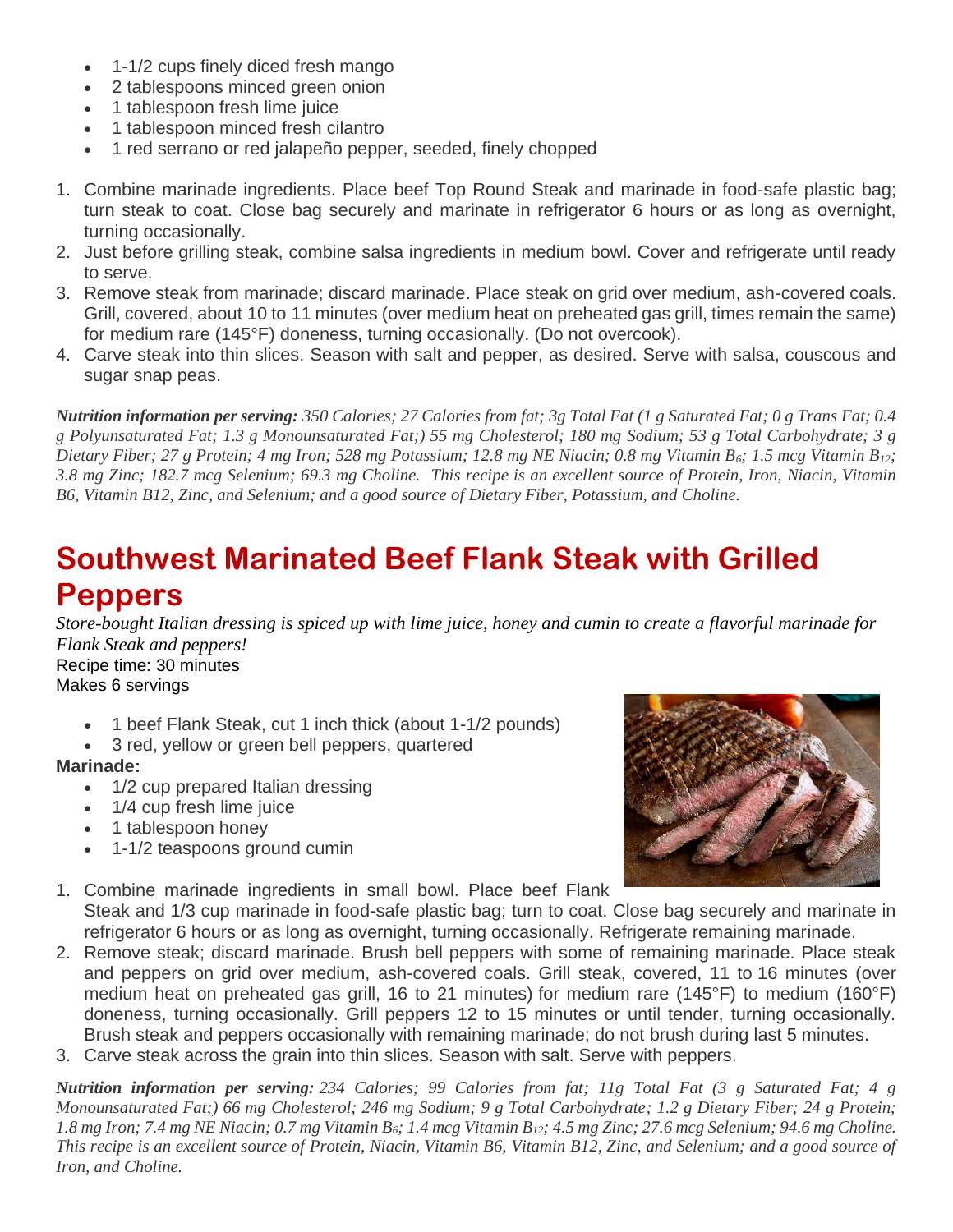- 1-1/2 cups finely diced fresh mango
- 2 tablespoons minced green onion
- 1 tablespoon fresh lime juice
- 1 tablespoon minced fresh cilantro
- 1 red serrano or red jalapeño pepper, seeded, finely chopped

1. Combine marinade ingredients. Place beef Top Round Steak and marinade in food-safe plastic bag; turn steak to coat. Close bag securely and marinate in refrigerator 6 hours or as long as overnight, turning occasionally.
2. Just before grilling steak, combine salsa ingredients in medium bowl. Cover and refrigerate until ready to serve.
3. Remove steak from marinade; discard marinade. Place steak on grid over medium, ash-covered coals. Grill, covered, about 10 to 11 minutes (over medium heat on preheated gas grill, times remain the same) for medium rare (145°F) doneness, turning occasionally. (Do not overcook).
4. Carve steak into thin slices. Season with salt and pepper, as desired. Serve with salsa, couscous and sugar snap peas.

***Nutrition information per serving:*** *350 Calories; 27 Calories from fat; 3g Total Fat (1 g Saturated Fat; 0 g Trans Fat; 0.4 g Polyunsaturated Fat; 1.3 g Monounsaturated Fat;) 55 mg Cholesterol; 180 mg Sodium; 53 g Total Carbohydrate; 3 g Dietary Fiber; 27 g Protein; 4 mg Iron; 528 mg Potassium; 12.8 mg NE Niacin; 0.8 mg Vitamin $B_6$; 1.5 mcg Vitamin $B_{12}$; 3.8 mg Zinc; 182.7 mcg Selenium; 69.3 mg Choline. This recipe is an excellent source of Protein, Iron, Niacin, Vitamin B6, Vitamin B12, Zinc, and Selenium; and a good source of Dietary Fiber, Potassium, and Choline.*

# Southwest Marinated Beef Flank Steak with Grilled Peppers

*Store-bought Italian dressing is spiced up with lime juice, honey and cumin to create a flavorful marinade for Flank Steak and peppers!*

Recipe time: 30 minutes
Makes 6 servings

- 1 beef Flank Steak, cut 1 inch thick (about 1-1/2 pounds)
- 3 red, yellow or green bell peppers, quartered

**Marinade:**

- 1/2 cup prepared Italian dressing
- 1/4 cup fresh lime juice
- 1 tablespoon honey
- 1-1/2 teaspoons ground cumin

1. Combine marinade ingredients in small bowl. Place beef Flank Steak and 1/3 cup marinade in food-safe plastic bag; turn to coat. Close bag securely and marinate in refrigerator 6 hours or as long as overnight, turning occasionally. Refrigerate remaining marinade.
2. Remove steak; discard marinade. Brush bell peppers with some of remaining marinade. Place steak and peppers on grid over medium, ash-covered coals. Grill steak, covered, 11 to 16 minutes (over medium heat on preheated gas grill, 16 to 21 minutes) for medium rare (145°F) to medium (160°F) doneness, turning occasionally. Grill peppers 12 to 15 minutes or until tender, turning occasionally. Brush steak and peppers occasionally with remaining marinade; do not brush during last 5 minutes.
3. Carve steak across the grain into thin slices. Season with salt. Serve with peppers.

***Nutrition information per serving:*** *234 Calories; 99 Calories from fat; 11g Total Fat (3 g Saturated Fat; 4 g Monounsaturated Fat;) 66 mg Cholesterol; 246 mg Sodium; 9 g Total Carbohydrate; 1.2 g Dietary Fiber; 24 g Protein; 1.8 mg Iron; 7.4 mg NE Niacin; 0.7 mg Vitamin $B_6$; 1.4 mcg Vitamin $B_{12}$; 4.5 mg Zinc; 27.6 mcg Selenium; 94.6 mg Choline. This recipe is an excellent source of Protein, Niacin, Vitamin B6, Vitamin B12, Zinc, and Selenium; and a good source of Iron, and Choline.*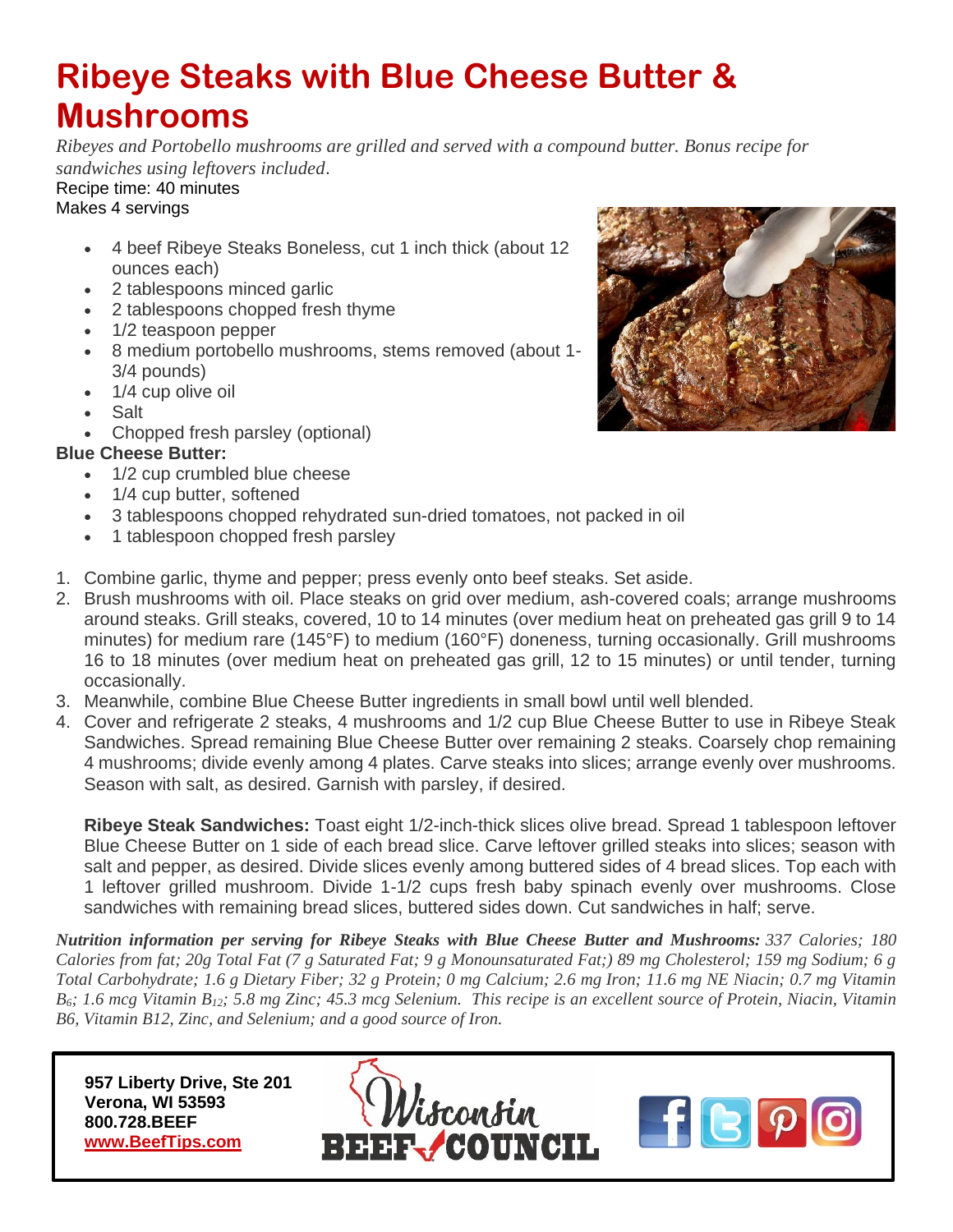# Ribeye Steaks with Blue Cheese Butter & Mushrooms

*Ribeyes and Portobello mushrooms are grilled and served with a compound butter. Bonus recipe for sandwiches using leftovers included.*

Recipe time: 40 minutes
Makes 4 servings

- 4 beef Ribeye Steaks Boneless, cut 1 inch thick (about 12 ounces each)
- 2 tablespoons minced garlic
- 2 tablespoons chopped fresh thyme
- 1/2 teaspoon pepper
- 8 medium portobello mushrooms, stems removed (about 1-3/4 pounds)
- 1/4 cup olive oil
- Salt
- Chopped fresh parsley (optional)

**Blue Cheese Butter:**

- 1/2 cup crumbled blue cheese
- 1/4 cup butter, softened
- 3 tablespoons chopped rehydrated sun-dried tomatoes, not packed in oil
- 1 tablespoon chopped fresh parsley

1. Combine garlic, thyme and pepper; press evenly onto beef steaks. Set aside.
2. Brush mushrooms with oil. Place steaks on grid over medium, ash-covered coals; arrange mushrooms around steaks. Grill steaks, covered, 10 to 14 minutes (over medium heat on preheated gas grill 9 to 14 minutes) for medium rare (145°F) to medium (160°F) doneness, turning occasionally. Grill mushrooms 16 to 18 minutes (over medium heat on preheated gas grill, 12 to 15 minutes) or until tender, turning occasionally.
3. Meanwhile, combine Blue Cheese Butter ingredients in small bowl until well blended.
4. Cover and refrigerate 2 steaks, 4 mushrooms and 1/2 cup Blue Cheese Butter to use in Ribeye Steak Sandwiches. Spread remaining Blue Cheese Butter over remaining 2 steaks. Coarsely chop remaining 4 mushrooms; divide evenly among 4 plates. Carve steaks into slices; arrange evenly over mushrooms. Season with salt, as desired. Garnish with parsley, if desired.

   **Ribeye Steak Sandwiches:** Toast eight 1/2-inch-thick slices olive bread. Spread 1 tablespoon leftover Blue Cheese Butter on 1 side of each bread slice. Carve leftover grilled steaks into slices; season with salt and pepper, as desired. Divide slices evenly among buttered sides of 4 bread slices. Top each with 1 leftover grilled mushroom. Divide 1-1/2 cups fresh baby spinach evenly over mushrooms. Close sandwiches with remaining bread slices, buttered sides down. Cut sandwiches in half; serve.

***Nutrition information per serving for Ribeye Steaks with Blue Cheese Butter and Mushrooms:*** *337 Calories; 180 Calories from fat; 20g Total Fat (7 g Saturated Fat; 9 g Monounsaturated Fat;) 89 mg Cholesterol; 159 mg Sodium; 6 g Total Carbohydrate; 1.6 g Dietary Fiber; 32 g Protein; 0 mg Calcium; 2.6 mg Iron; 11.6 mg NE Niacin; 0.7 mg Vitamin $B_6$; 1.6 mcg Vitamin $B_{12}$; 5.8 mg Zinc; 45.3 mcg Selenium. This recipe is an excellent source of Protein, Niacin, Vitamin B6, Vitamin B12, Zinc, and Selenium; and a good source of Iron.*

**957 Liberty Drive, Ste 201**
**Verona, WI 53593**
**800.728.BEEF**
**www.BeefTips.com**

Wisconsin BEEF COUNCIL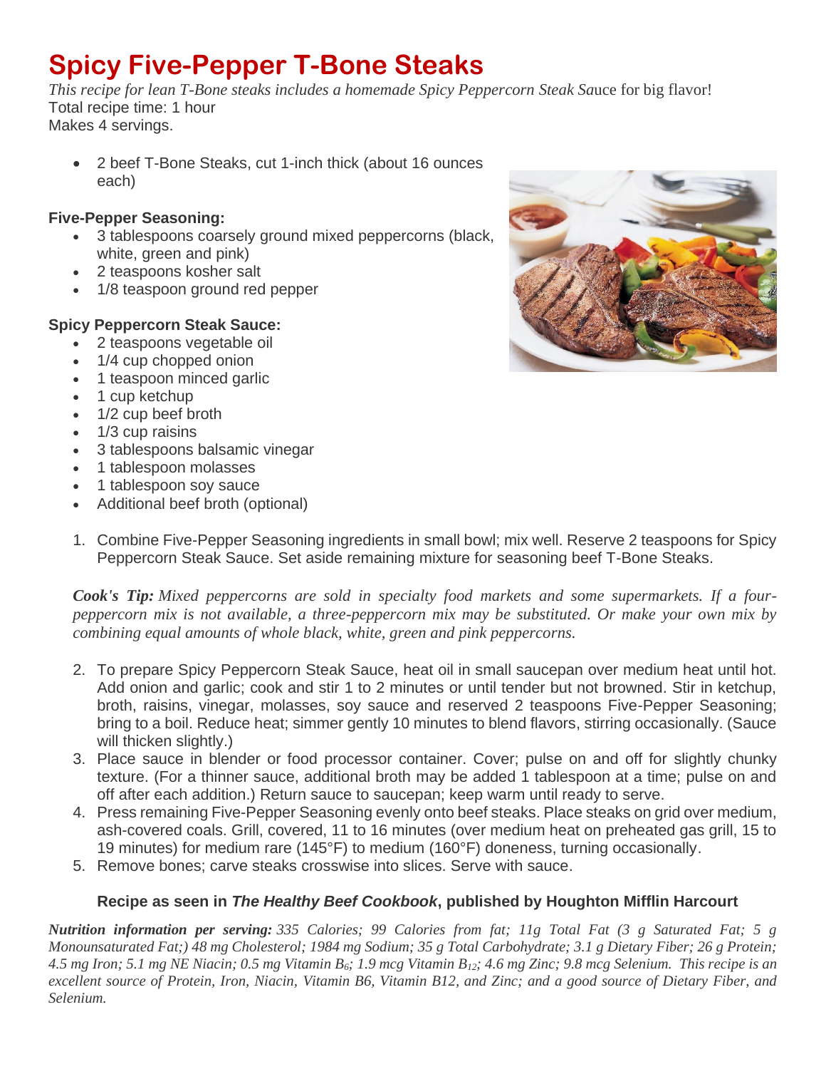# Spicy Five-Pepper T-Bone Steaks

*This recipe for lean T-Bone steaks includes a homemade Spicy Peppercorn Steak Sauce for big flavor!*
Total recipe time: 1 hour
Makes 4 servings.

- 2 beef T-Bone Steaks, cut 1-inch thick (about 16 ounces each)

**Five-Pepper Seasoning:**

- 3 tablespoons coarsely ground mixed peppercorns (black, white, green and pink)
- 2 teaspoons kosher salt
- 1/8 teaspoon ground red pepper

**Spicy Peppercorn Steak Sauce:**

- 2 teaspoons vegetable oil
- 1/4 cup chopped onion
- 1 teaspoon minced garlic
- 1 cup ketchup
- 1/2 cup beef broth
- 1/3 cup raisins
- 3 tablespoons balsamic vinegar
- 1 tablespoon molasses
- 1 tablespoon soy sauce
- Additional beef broth (optional)

1. Combine Five-Pepper Seasoning ingredients in small bowl; mix well. Reserve 2 teaspoons for Spicy Peppercorn Steak Sauce. Set aside remaining mixture for seasoning beef T-Bone Steaks.

***Cook's Tip:*** *Mixed peppercorns are sold in specialty food markets and some supermarkets. If a four-peppercorn mix is not available, a three-peppercorn mix may be substituted. Or make your own mix by combining equal amounts of whole black, white, green and pink peppercorns.*

2. To prepare Spicy Peppercorn Steak Sauce, heat oil in small saucepan over medium heat until hot. Add onion and garlic; cook and stir 1 to 2 minutes or until tender but not browned. Stir in ketchup, broth, raisins, vinegar, molasses, soy sauce and reserved 2 teaspoons Five-Pepper Seasoning; bring to a boil. Reduce heat; simmer gently 10 minutes to blend flavors, stirring occasionally. (Sauce will thicken slightly.)
3. Place sauce in blender or food processor container. Cover; pulse on and off for slightly chunky texture. (For a thinner sauce, additional broth may be added 1 tablespoon at a time; pulse on and off after each addition.) Return sauce to saucepan; keep warm until ready to serve.
4. Press remaining Five-Pepper Seasoning evenly onto beef steaks. Place steaks on grid over medium, ash-covered coals. Grill, covered, 11 to 16 minutes (over medium heat on preheated gas grill, 15 to 19 minutes) for medium rare (145°F) to medium (160°F) doneness, turning occasionally.
5. Remove bones; carve steaks crosswise into slices. Serve with sauce.

**Recipe as seen in *The Healthy Beef Cookbook*, published by Houghton Mifflin Harcourt**

***Nutrition information per serving:*** *335 Calories; 99 Calories from fat; 11g Total Fat (3 g Saturated Fat; 5 g Monounsaturated Fat;) 48 mg Cholesterol; 1984 mg Sodium; 35 g Total Carbohydrate; 3.1 g Dietary Fiber; 26 g Protein; 4.5 mg Iron; 5.1 mg NE Niacin; 0.5 mg Vitamin $B_6$; 1.9 mcg Vitamin $B_{12}$; 4.6 mg Zinc; 9.8 mcg Selenium. This recipe is an excellent source of Protein, Iron, Niacin, Vitamin B6, Vitamin B12, and Zinc; and a good source of Dietary Fiber, and Selenium.*